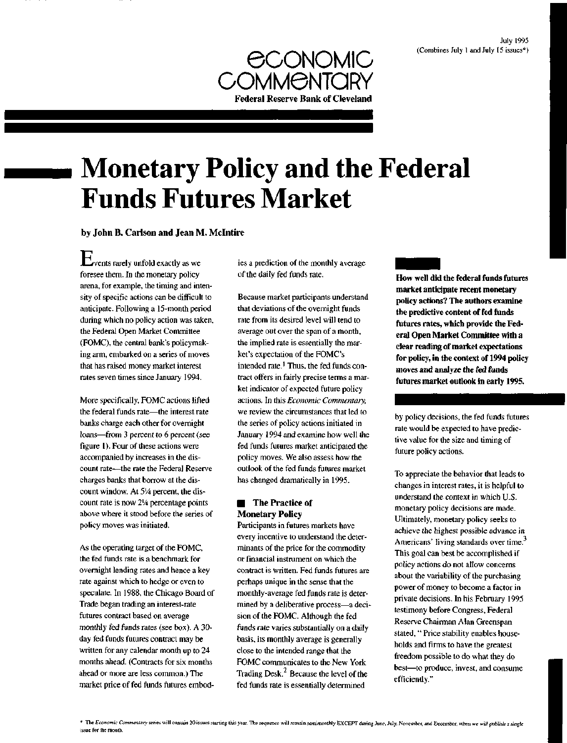July 1995
(Combines July 1 and July 15 issues*)

ECONOMIC COMMENTARY
**Federal Reserve Bank of Cleveland**

# Monetary Policy and the Federal Funds Futures Market

**by John B. Carlson and Jean M. McIntire**

**How well did the federal funds futures market anticipate recent monetary policy actions? The authors examine the predictive content of fed funds futures rates, which provide the Federal Open Market Committee with a clear reading of market expectations for policy, in the context of 1994 policy moves and analyze the fed funds futures market outlook in early 1995.**

Events rarely unfold exactly as we foresee them. In the monetary policy arena, for example, the timing and intensity of specific actions can be difficult to anticipate. Following a 15-month period during which no policy action was taken, the Federal Open Market Committee (FOMC), the central bank's policymaking arm, embarked on a series of moves that has raised money market interest rates seven times since January 1994.

More specifically, FOMC actions lifted the federal funds rate—the interest rate banks charge each other for overnight loans—from 3 percent to 6 percent (see figure 1). Four of these actions were accompanied by increases in the discount rate—the rate the Federal Reserve charges banks that borrow at the discount window. At 5¼ percent, the discount rate is now 2¼ percentage points above where it stood before the series of policy moves was initiated.

As the operating target of the FOMC, the fed funds rate is a benchmark for overnight lending rates and hence a key rate against which to hedge or even to speculate. In 1988, the Chicago Board of Trade began trading an interest-rate futures contract based on average monthly fed funds rates (see box). A 30-day fed funds futures contract may be written for any calendar month up to 24 months ahead. (Contracts for six months ahead or more are less common.) The market price of fed funds futures embodies a prediction of the monthly average of the daily fed funds rate.

Because market participants understand that deviations of the overnight funds rate from its desired level will tend to average out over the span of a month, the implied rate is essentially the market's expectation of the FOMC's intended rate.[1] Thus, the fed funds contract offers in fairly precise terms a market indicator of expected future policy actions. In this *Economic Commentary*, we review the circumstances that led to the series of policy actions initiated in January 1994 and examine how well the fed funds futures market anticipated the policy moves. We also assess how the outlook of the fed funds futures market has changed dramatically in 1995.

## The Practice of Monetary Policy

Participants in futures markets have every incentive to understand the determinants of the price for the commodity or financial instrument on which the contract is written. Fed funds futures are perhaps unique in the sense that the monthly-average fed funds rate is determined by a deliberative process—a decision of the FOMC. Although the fed funds rate varies substantially on a daily basis, its monthly average is generally close to the intended range that the FOMC communicates to the New York Trading Desk.[2] Because the level of the fed funds rate is essentially determined by policy decisions, the fed funds futures rate would be expected to have predictive value for the size and timing of future policy actions.

To appreciate the behavior that leads to changes in interest rates, it is helpful to understand the context in which U.S. monetary policy decisions are made. Ultimately, monetary policy seeks to achieve the highest possible advance in Americans' living standards over time.[3] This goal can best be accomplished if policy actions do not allow concerns about the variability of the purchasing power of money to become a factor in private decisions. In his February 1995 testimony before Congress, Federal Reserve Chairman Alan Greenspan stated, "Price stability enables households and firms to have the greatest freedom possible to do what they do best—to produce, invest, and consume efficiently."

\* The *Economic Commentary* series will contain 20 issues starting this year. The sequence will remain semimonthly EXCEPT during June, July, November, and December, when we will publish a single issue for the month.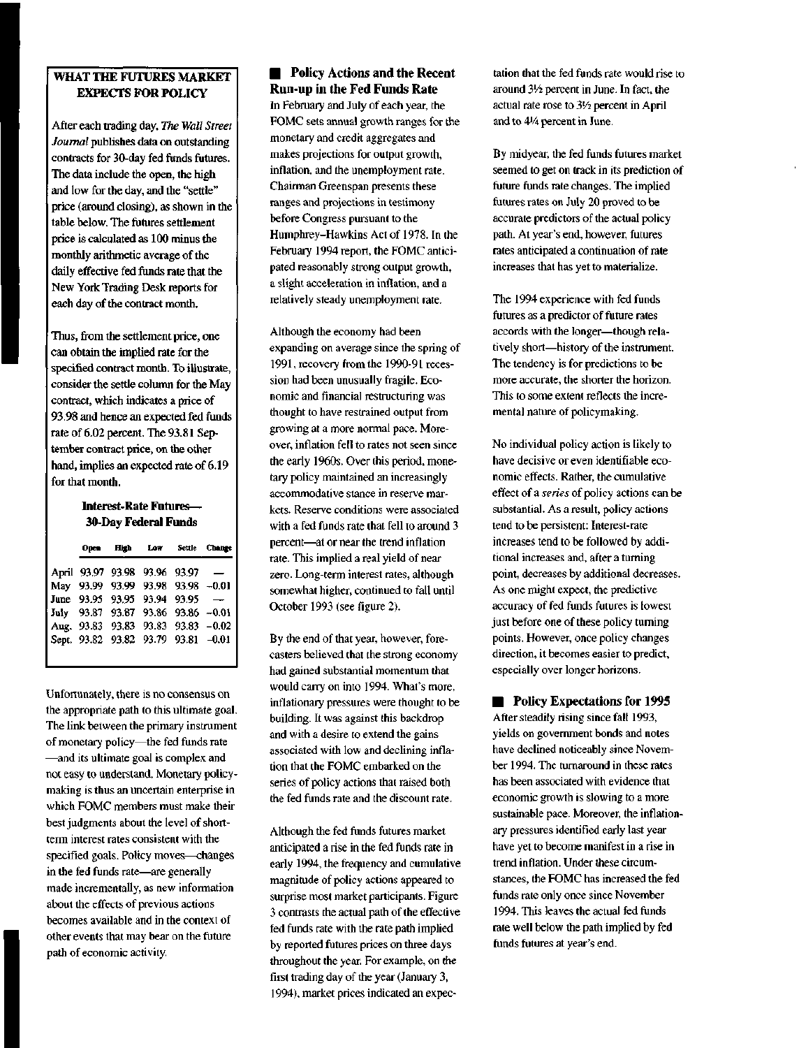### WHAT THE FUTURES MARKET EXPECTS FOR POLICY

After each trading day, *The Wall Street Journal* publishes data on outstanding contracts for 30-day fed funds futures. The data include the open, the high and low for the day, and the "settle" price (around closing), as shown in the table below. The futures settlement price is calculated as 100 minus the monthly arithmetic average of the daily effective fed funds rate that the New York Trading Desk reports for each day of the contract month.

Thus, from the settlement price, one can obtain the implied rate for the specified contract month. To illustrate, consider the settle column for the May contract, which indicates a price of 93.98 and hence an expected fed funds rate of 6.02 percent. The 93.81 September contract price, on the other hand, implies an expected rate of 6.19 for that month.

**Interest-Rate Futures—30-Day Federal Funds**

| | Open | High | Low | Settle | Change |
|---|---|---|---|---|---|
| April | 93.97 | 93.98 | 93.96 | 93.97 | — |
| May | 93.99 | 93.99 | 93.98 | 93.98 | −0.01 |
| June | 93.95 | 93.95 | 93.94 | 93.95 | — |
| July | 93.87 | 93.87 | 93.86 | 93.86 | −0.01 |
| Aug. | 93.83 | 93.83 | 93.83 | 93.83 | −0.02 |
| Sept. | 93.82 | 93.82 | 93.79 | 93.81 | −0.01 |

Unfortunately, there is no consensus on the appropriate path to this ultimate goal. The link between the primary instrument of monetary policy—the fed funds rate—and its ultimate goal is complex and not easy to understand. Monetary policymaking is thus an uncertain enterprise in which FOMC members must make their best judgments about the level of short-term interest rates consistent with the specified goals. Policy moves—changes in the fed funds rate—are generally made incrementally, as new information about the effects of previous actions becomes available and in the context of other events that may bear on the future path of economic activity.

## Policy Actions and the Recent Run-up in the Fed Funds Rate

In February and July of each year, the FOMC sets annual growth ranges for the monetary and credit aggregates and makes projections for output growth, inflation, and the unemployment rate. Chairman Greenspan presents these ranges and projections in testimony before Congress pursuant to the Humphrey–Hawkins Act of 1978. In the February 1994 report, the FOMC anticipated reasonably strong output growth, a slight acceleration in inflation, and a relatively steady unemployment rate.

Although the economy had been expanding on average since the spring of 1991, recovery from the 1990-91 recession had been unusually fragile. Economic and financial restructuring was thought to have restrained output from growing at a more normal pace. Moreover, inflation fell to rates not seen since the early 1960s. Over this period, monetary policy maintained an increasingly accommodative stance in reserve markets. Reserve conditions were associated with a fed funds rate that fell to around 3 percent—at or near the trend inflation rate. This implied a real yield of near zero. Long-term interest rates, although somewhat higher, continued to fall until October 1993 (see figure 2).

By the end of that year, however, forecasters believed that the strong economy had gained substantial momentum that would carry on into 1994. What's more, inflationary pressures were thought to be building. It was against this backdrop and with a desire to extend the gains associated with low and declining inflation that the FOMC embarked on the series of policy actions that raised both the fed funds rate and the discount rate.

Although the fed funds futures market anticipated a rise in the fed funds rate in early 1994, the frequency and cumulative magnitude of policy actions appeared to surprise most market participants. Figure 3 contrasts the actual path of the effective fed funds rate with the rate path implied by reported futures prices on three days throughout the year. For example, on the first trading day of the year (January 3, 1994), market prices indicated an expectation that the fed funds rate would rise to around 3½ percent in June. In fact, the actual rate rose to 3½ percent in April and to 4¼ percent in June.

By midyear, the fed funds futures market seemed to get on track in its prediction of future funds rate changes. The implied futures rates on July 20 proved to be accurate predictors of the actual policy path. At year's end, however, futures rates anticipated a continuation of rate increases that has yet to materialize.

The 1994 experience with fed funds futures as a predictor of future rates accords with the longer—though relatively short—history of the instrument. The tendency is for predictions to be more accurate, the shorter the horizon. This to some extent reflects the incremental nature of policymaking.

No individual policy action is likely to have decisive or even identifiable economic effects. Rather, the cumulative effect of a *series* of policy actions can be substantial. As a result, policy actions tend to be persistent: Interest-rate increases tend to be followed by additional increases and, after a turning point, decreases by additional decreases. As one might expect, the predictive accuracy of fed funds futures is lowest just before one of these policy turning points. However, once policy changes direction, it becomes easier to predict, especially over longer horizons.

## Policy Expectations for 1995

After steadily rising since fall 1993, yields on government bonds and notes have declined noticeably since November 1994. The turnaround in these rates has been associated with evidence that economic growth is slowing to a more sustainable pace. Moreover, the inflationary pressures identified early last year have yet to become manifest in a rise in trend inflation. Under these circumstances, the FOMC has increased the fed funds rate only once since November 1994. This leaves the actual fed funds rate well below the path implied by fed funds futures at year's end.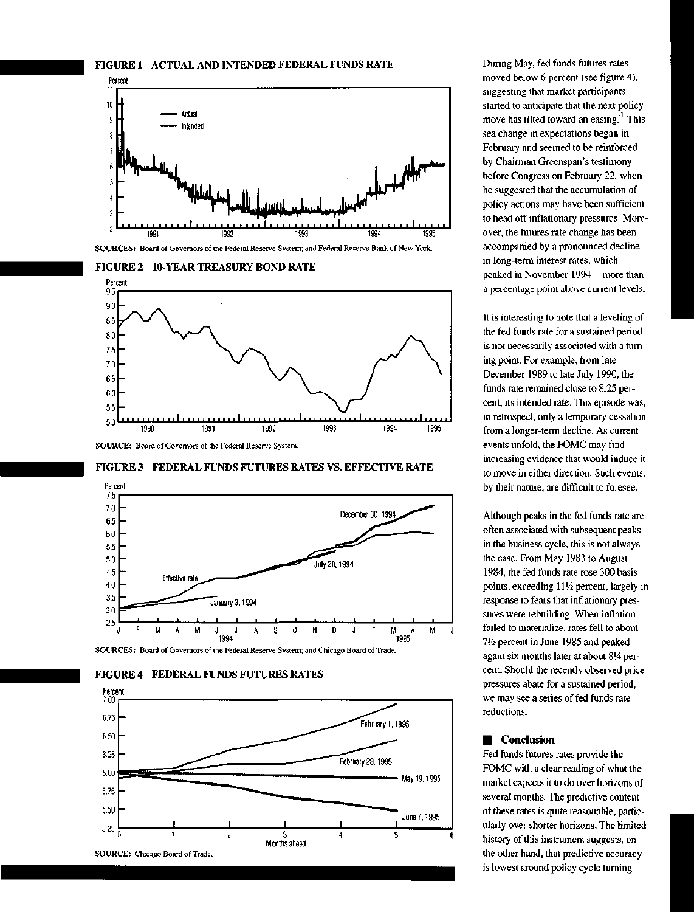**FIGURE 1 ACTUAL AND INTENDED FEDERAL FUNDS RATE**

SOURCES: Board of Governors of the Federal Reserve System; and Federal Reserve Bank of New York.

**FIGURE 2 10-YEAR TREASURY BOND RATE**

SOURCE: Board of Governors of the Federal Reserve System.

**FIGURE 3 FEDERAL FUNDS FUTURES RATES VS. EFFECTIVE RATE**

SOURCES: Board of Governors of the Federal Reserve System; and Chicago Board of Trade.

**FIGURE 4 FEDERAL FUNDS FUTURES RATES**

SOURCE: Chicago Board of Trade.

During May, fed funds futures rates moved below 6 percent (see figure 4), suggesting that market participants started to anticipate that the next policy move has tilted toward an easing.[4] This sea change in expectations began in February and seemed to be reinforced by Chairman Greenspan's testimony before Congress on February 22, when he suggested that the accumulation of policy actions may have been sufficient to head off inflationary pressures. Moreover, the futures rate change has been accompanied by a pronounced decline in long-term interest rates, which peaked in November 1994—more than a percentage point above current levels.

It is interesting to note that a leveling of the fed funds rate for a sustained period is not necessarily associated with a turning point. For example, from late December 1989 to late July 1990, the funds rate remained close to 8.25 percent, its intended rate. This episode was, in retrospect, only a temporary cessation from a longer-term decline. As current events unfold, the FOMC may find increasing evidence that would induce it to move in either direction. Such events, by their nature, are difficult to foresee.

Although peaks in the fed funds rate are often associated with subsequent peaks in the business cycle, this is not always the case. From May 1983 to August 1984, the fed funds rate rose 300 basis points, exceeding 11½ percent, largely in response to fears that inflationary pressures were rebuilding. When inflation failed to materialize, rates fell to about 7½ percent in June 1985 and peaked again six months later at about 8¼ percent. Should the recently observed price pressures abate for a sustained period, we may see a series of fed funds rate reductions.

## Conclusion

Fed funds futures rates provide the FOMC with a clear reading of what the market expects it to do over horizons of several months. The predictive content of these rates is quite reasonable, particularly over shorter horizons. The limited history of this instrument suggests, on the other hand, that predictive accuracy is lowest around policy cycle turning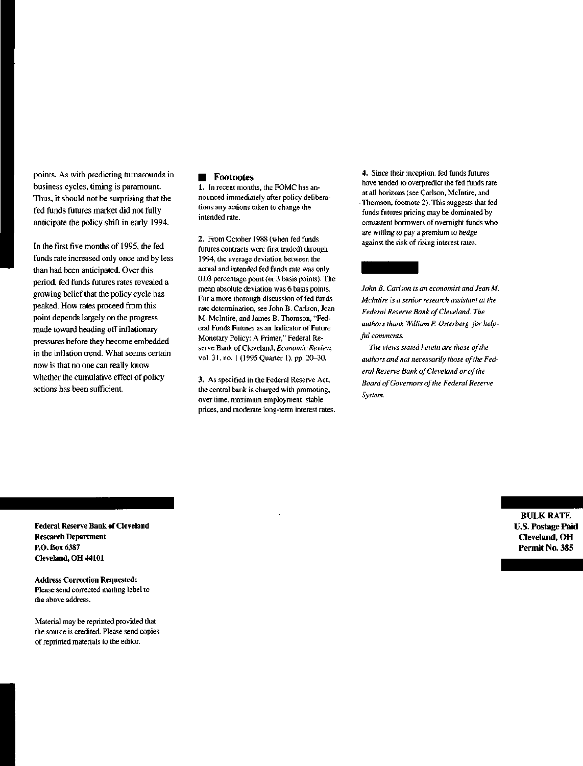points. As with predicting turnarounds in business cycles, timing is paramount. Thus, it should not be surprising that the fed funds futures market did not fully anticipate the policy shift in early 1994.

In the first five months of 1995, the fed funds rate increased only once and by less than had been anticipated. Over this period, fed funds futures rates revealed a growing belief that the policy cycle has peaked. How rates proceed from this point depends largely on the progress made toward heading off inflationary pressures before they become embedded in the inflation trend. What seems certain now is that no one can really know whether the cumulative effect of policy actions has been sufficient.

## Footnotes

1. In recent months, the FOMC has announced immediately after policy deliberations any actions taken to change the intended rate.

2. From October 1988 (when fed funds futures contracts were first traded) through 1994, the average deviation between the actual and intended fed funds rate was only 0.03 percentage point (or 3 basis points). The mean absolute deviation was 6 basis points. For a more thorough discussion of fed funds rate determination, see John B. Carlson, Jean M. McIntire, and James B. Thomson, "Federal Funds Futures as an Indicator of Future Monetary Policy: A Primer," Federal Reserve Bank of Cleveland, *Economic Review*, vol. 31, no. 1 (1995 Quarter 1), pp. 20–30.

3. As specified in the Federal Reserve Act, the central bank is charged with promoting, over time, maximum employment, stable prices, and moderate long-term interest rates.

4. Since their inception, fed funds futures have tended to overpredict the fed funds rate at all horizons (see Carlson, McIntire, and Thomson, footnote 2). This suggests that fed funds futures pricing may be dominated by consistent borrowers of overnight funds who are willing to pay a premium to hedge against the risk of rising interest rates.

*John B. Carlson is an economist and Jean M. McIntire is a senior research assistant at the Federal Reserve Bank of Cleveland. The authors thank William P. Osterberg for helpful comments.*

*The views stated herein are those of the authors and not necessarily those of the Federal Reserve Bank of Cleveland or of the Board of Governors of the Federal Reserve System.*

**Federal Reserve Bank of Cleveland**
**Research Department**
**P.O. Box 6387**
**Cleveland, OH 44101**

**Address Correction Requested:**
Please send corrected mailing label to the above address.

Material may be reprinted provided that the source is credited. Please send copies of reprinted materials to the editor.

**BULK RATE**
**U.S. Postage Paid**
**Cleveland, OH**
**Permit No. 385**